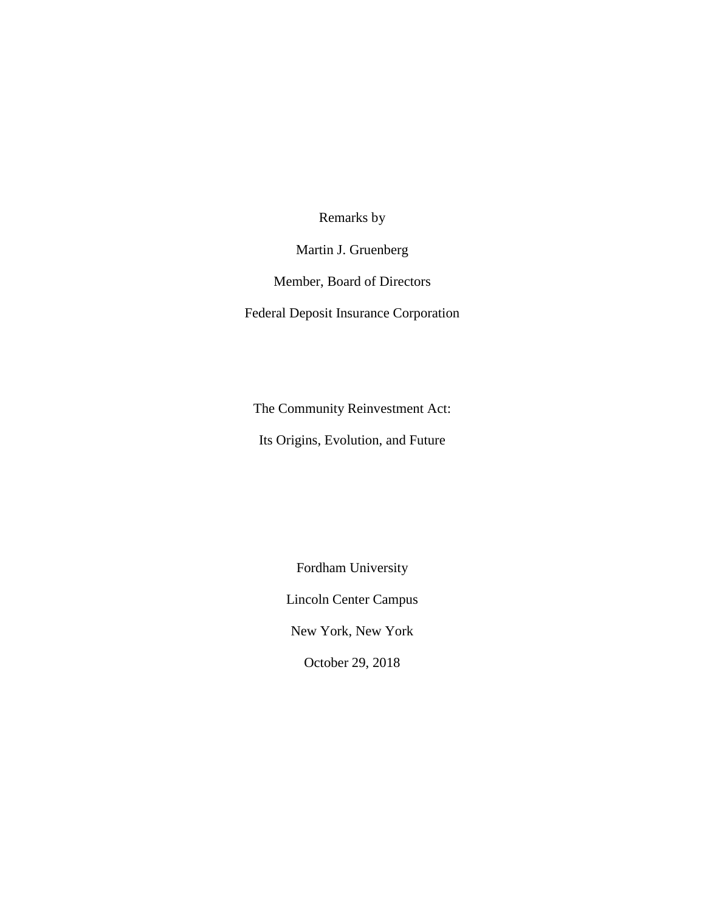Remarks by

Martin J. Gruenberg

Member, Board of Directors

Federal Deposit Insurance Corporation

# The Community Reinvestment Act:

# Its Origins, Evolution, and Future

Fordham University

Lincoln Center Campus

New York, New York

October 29, 2018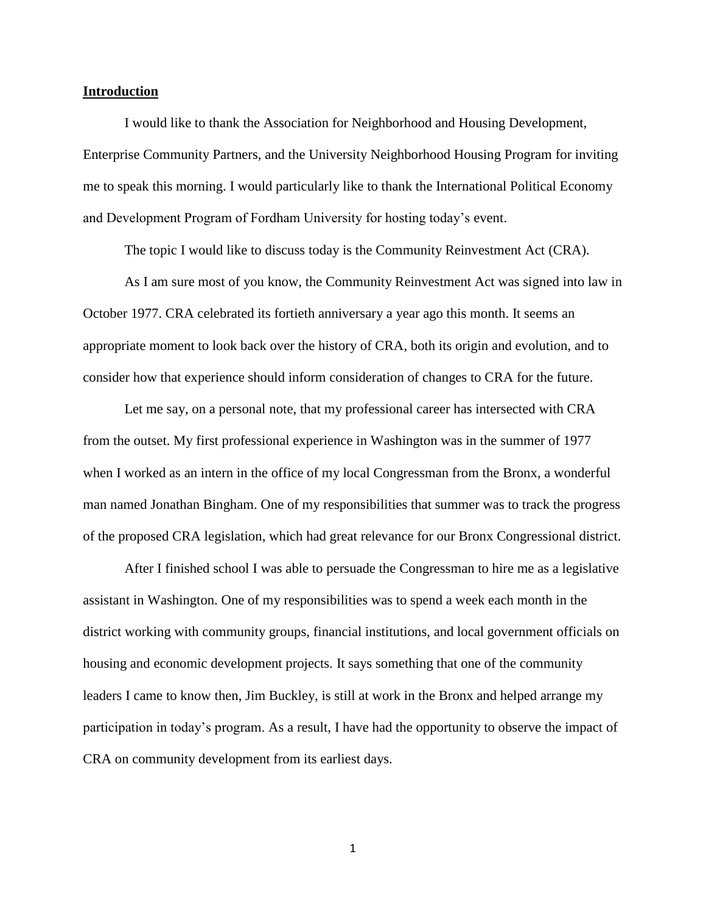## **Introduction**

I would like to thank the Association for Neighborhood and Housing Development, Enterprise Community Partners, and the University Neighborhood Housing Program for inviting me to speak this morning. I would particularly like to thank the International Political Economy and Development Program of Fordham University for hosting today's event.

The topic I would like to discuss today is the Community Reinvestment Act (CRA).

As I am sure most of you know, the Community Reinvestment Act was signed into law in October 1977. CRA celebrated its fortieth anniversary a year ago this month. It seems an appropriate moment to look back over the history of CRA, both its origin and evolution, and to consider how that experience should inform consideration of changes to CRA for the future.

Let me say, on a personal note, that my professional career has intersected with CRA from the outset. My first professional experience in Washington was in the summer of 1977 when I worked as an intern in the office of my local Congressman from the Bronx, a wonderful man named Jonathan Bingham. One of my responsibilities that summer was to track the progress of the proposed CRA legislation, which had great relevance for our Bronx Congressional district.

After I finished school I was able to persuade the Congressman to hire me as a legislative assistant in Washington. One of my responsibilities was to spend a week each month in the district working with community groups, financial institutions, and local government officials on housing and economic development projects. It says something that one of the community leaders I came to know then, Jim Buckley, is still at work in the Bronx and helped arrange my participation in today's program. As a result, I have had the opportunity to observe the impact of CRA on community development from its earliest days.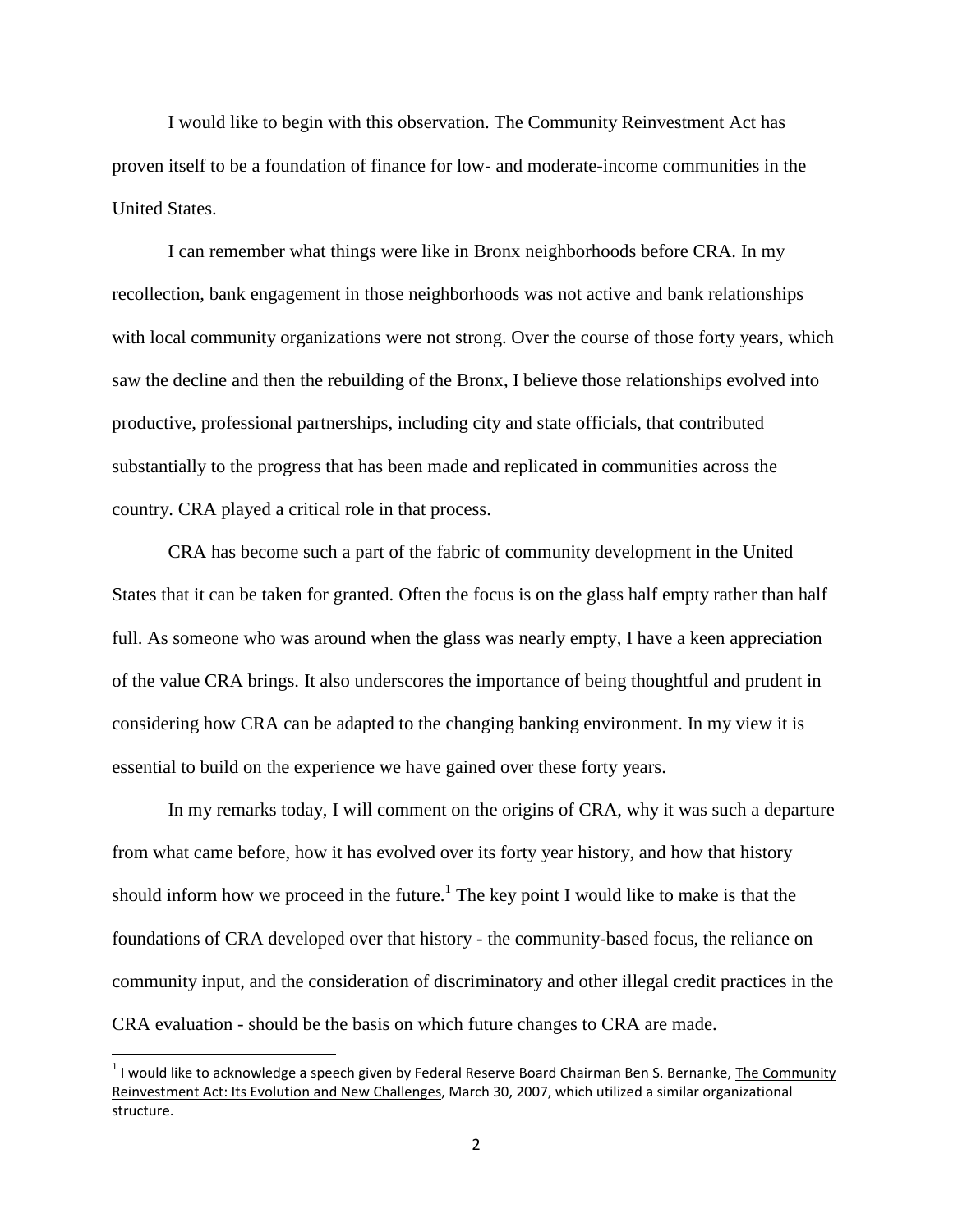I would like to begin with this observation. The Community Reinvestment Act has proven itself to be a foundation of finance for low- and moderate-income communities in the United States.

I can remember what things were like in Bronx neighborhoods before CRA. In my recollection, bank engagement in those neighborhoods was not active and bank relationships with local community organizations were not strong. Over the course of those forty years, which saw the decline and then the rebuilding of the Bronx, I believe those relationships evolved into productive, professional partnerships, including city and state officials, that contributed substantially to the progress that has been made and replicated in communities across the country. CRA played a critical role in that process.

CRA has become such a part of the fabric of community development in the United States that it can be taken for granted. Often the focus is on the glass half empty rather than half full. As someone who was around when the glass was nearly empty, I have a keen appreciation of the value CRA brings. It also underscores the importance of being thoughtful and prudent in considering how CRA can be adapted to the changing banking environment. In my view it is essential to build on the experience we have gained over these forty years.

In my remarks today, I will comment on the origins of CRA, why it was such a departure from what came before, how it has evolved over its forty year history, and how that history should inform how we proceed in the future.[1] The key point I would like to make is that the foundations of CRA developed over that history - the community-based focus, the reliance on community input, and the consideration of discriminatory and other illegal credit practices in the CRA evaluation - should be the basis on which future changes to CRA are made.

---

[1] I would like to acknowledge a speech given by Federal Reserve Board Chairman Ben S. Bernanke, The Community Reinvestment Act: Its Evolution and New Challenges, March 30, 2007, which utilized a similar organizational structure.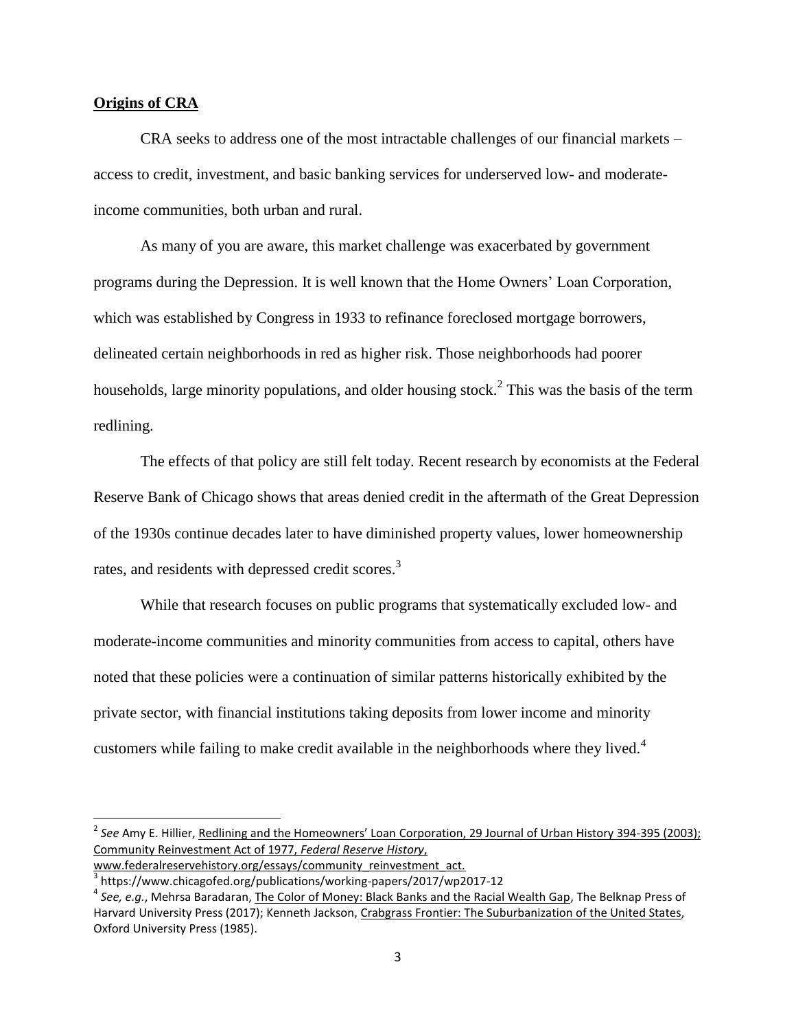## **Origins of CRA**

CRA seeks to address one of the most intractable challenges of our financial markets – access to credit, investment, and basic banking services for underserved low- and moderate-income communities, both urban and rural.

As many of you are aware, this market challenge was exacerbated by government programs during the Depression. It is well known that the Home Owners' Loan Corporation, which was established by Congress in 1933 to refinance foreclosed mortgage borrowers, delineated certain neighborhoods in red as higher risk. Those neighborhoods had poorer households, large minority populations, and older housing stock.[2] This was the basis of the term redlining.

The effects of that policy are still felt today. Recent research by economists at the Federal Reserve Bank of Chicago shows that areas denied credit in the aftermath of the Great Depression of the 1930s continue decades later to have diminished property values, lower homeownership rates, and residents with depressed credit scores.[3]

While that research focuses on public programs that systematically excluded low- and moderate-income communities and minority communities from access to capital, others have noted that these policies were a continuation of similar patterns historically exhibited by the private sector, with financial institutions taking deposits from lower income and minority customers while failing to make credit available in the neighborhoods where they lived.[4]

---

[2] *See* Amy E. Hillier, Redlining and the Homeowners' Loan Corporation, 29 Journal of Urban History 394-395 (2003); Community Reinvestment Act of 1977, *Federal Reserve History*, www.federalreservehistory.org/essays/community_reinvestment_act.

[3] https://www.chicagofed.org/publications/working-papers/2017/wp2017-12

[4] *See, e.g.*, Mehrsa Baradaran, The Color of Money: Black Banks and the Racial Wealth Gap, The Belknap Press of Harvard University Press (2017); Kenneth Jackson, Crabgrass Frontier: The Suburbanization of the United States, Oxford University Press (1985).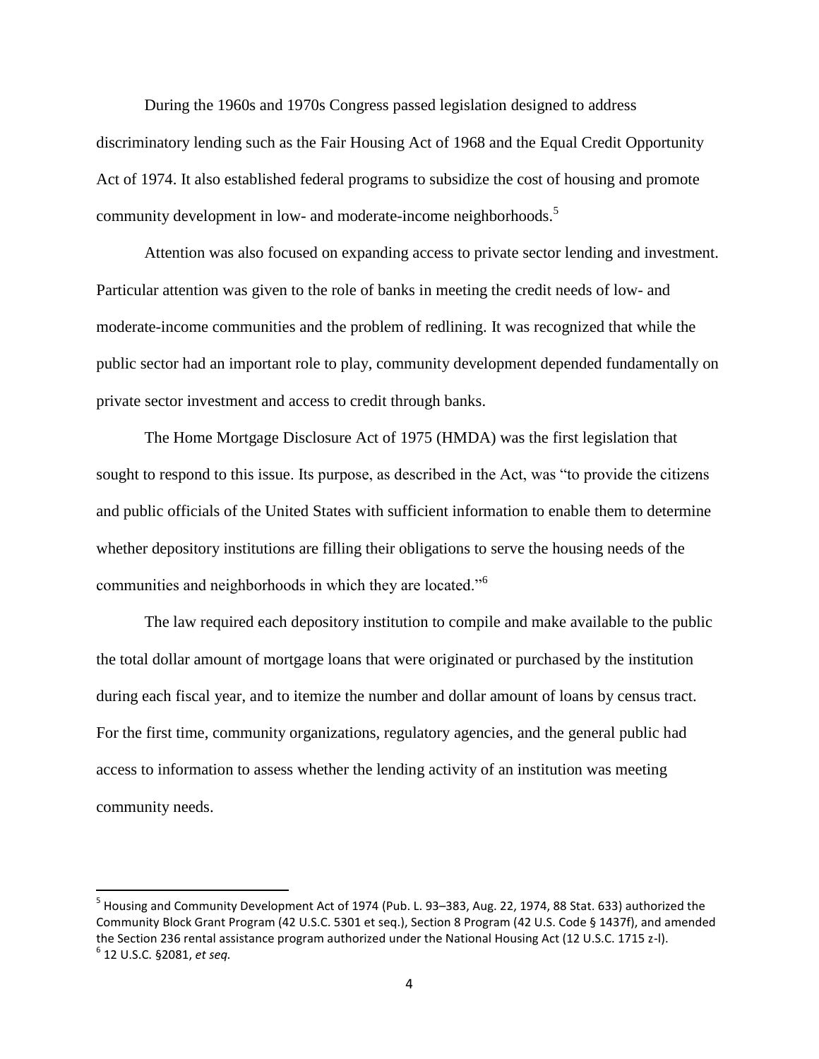During the 1960s and 1970s Congress passed legislation designed to address discriminatory lending such as the Fair Housing Act of 1968 and the Equal Credit Opportunity Act of 1974. It also established federal programs to subsidize the cost of housing and promote community development in low- and moderate-income neighborhoods.[5]

Attention was also focused on expanding access to private sector lending and investment. Particular attention was given to the role of banks in meeting the credit needs of low- and moderate-income communities and the problem of redlining. It was recognized that while the public sector had an important role to play, community development depended fundamentally on private sector investment and access to credit through banks.

The Home Mortgage Disclosure Act of 1975 (HMDA) was the first legislation that sought to respond to this issue. Its purpose, as described in the Act, was "to provide the citizens and public officials of the United States with sufficient information to enable them to determine whether depository institutions are filling their obligations to serve the housing needs of the communities and neighborhoods in which they are located."[6]

The law required each depository institution to compile and make available to the public the total dollar amount of mortgage loans that were originated or purchased by the institution during each fiscal year, and to itemize the number and dollar amount of loans by census tract. For the first time, community organizations, regulatory agencies, and the general public had access to information to assess whether the lending activity of an institution was meeting community needs.

---

[5] Housing and Community Development Act of 1974 (Pub. L. 93–383, Aug. 22, 1974, 88 Stat. 633) authorized the Community Block Grant Program (42 U.S.C. 5301 et seq.), Section 8 Program (42 U.S. Code § 1437f), and amended the Section 236 rental assistance program authorized under the National Housing Act (12 U.S.C. 1715 z-l).

[6] 12 U.S.C. §2081, *et seq.*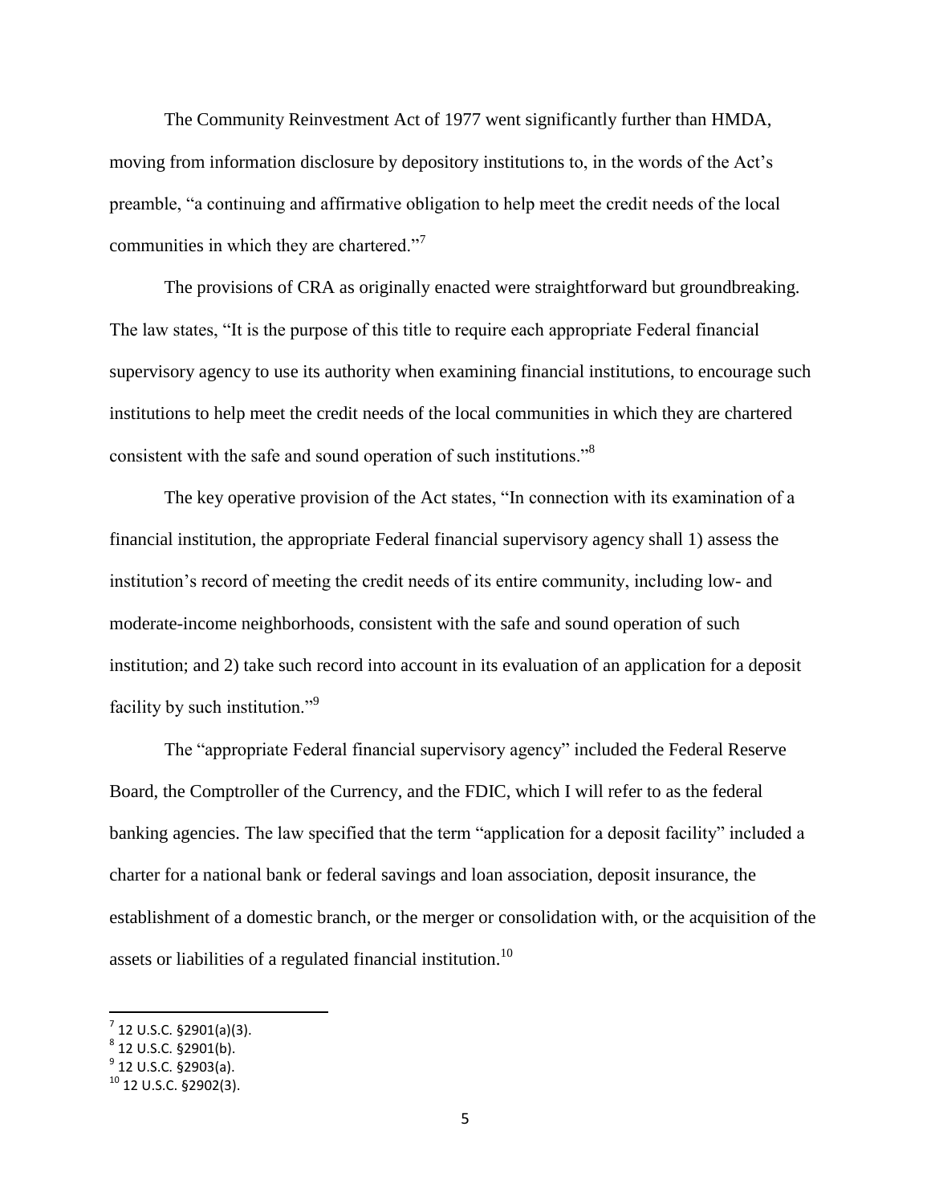The Community Reinvestment Act of 1977 went significantly further than HMDA, moving from information disclosure by depository institutions to, in the words of the Act's preamble, "a continuing and affirmative obligation to help meet the credit needs of the local communities in which they are chartered."[7]

The provisions of CRA as originally enacted were straightforward but groundbreaking. The law states, "It is the purpose of this title to require each appropriate Federal financial supervisory agency to use its authority when examining financial institutions, to encourage such institutions to help meet the credit needs of the local communities in which they are chartered consistent with the safe and sound operation of such institutions."[8]

The key operative provision of the Act states, "In connection with its examination of a financial institution, the appropriate Federal financial supervisory agency shall 1) assess the institution's record of meeting the credit needs of its entire community, including low- and moderate-income neighborhoods, consistent with the safe and sound operation of such institution; and 2) take such record into account in its evaluation of an application for a deposit facility by such institution."[9]

The "appropriate Federal financial supervisory agency" included the Federal Reserve Board, the Comptroller of the Currency, and the FDIC, which I will refer to as the federal banking agencies. The law specified that the term "application for a deposit facility" included a charter for a national bank or federal savings and loan association, deposit insurance, the establishment of a domestic branch, or the merger or consolidation with, or the acquisition of the assets or liabilities of a regulated financial institution.[10]

---

[7] 12 U.S.C. §2901(a)(3).

[8] 12 U.S.C. §2901(b).

[9] 12 U.S.C. §2903(a).

[10] 12 U.S.C. §2902(3).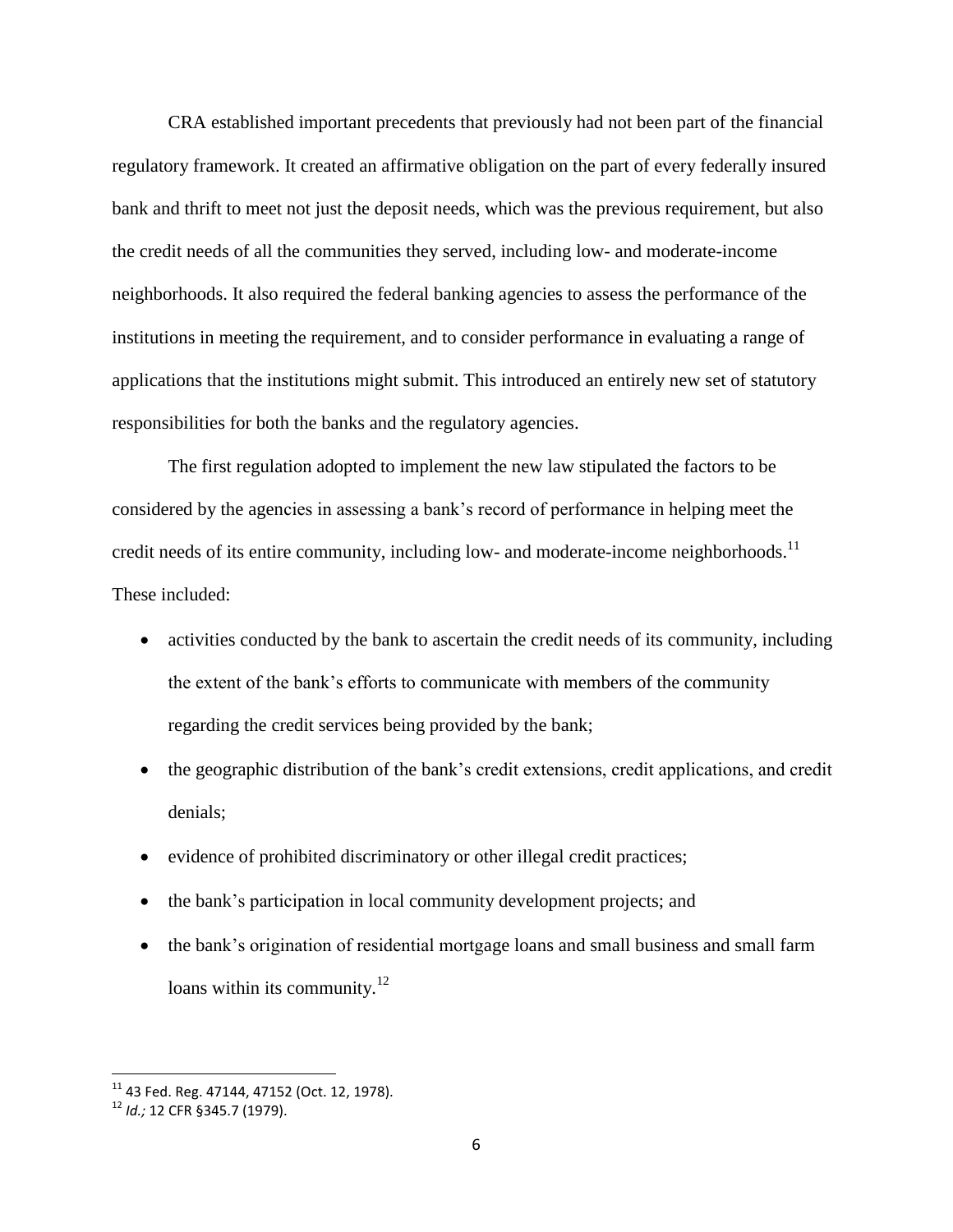CRA established important precedents that previously had not been part of the financial regulatory framework. It created an affirmative obligation on the part of every federally insured bank and thrift to meet not just the deposit needs, which was the previous requirement, but also the credit needs of all the communities they served, including low- and moderate-income neighborhoods. It also required the federal banking agencies to assess the performance of the institutions in meeting the requirement, and to consider performance in evaluating a range of applications that the institutions might submit. This introduced an entirely new set of statutory responsibilities for both the banks and the regulatory agencies.

The first regulation adopted to implement the new law stipulated the factors to be considered by the agencies in assessing a bank's record of performance in helping meet the credit needs of its entire community, including low- and moderate-income neighborhoods.[11] These included:

- activities conducted by the bank to ascertain the credit needs of its community, including the extent of the bank's efforts to communicate with members of the community regarding the credit services being provided by the bank;
- the geographic distribution of the bank's credit extensions, credit applications, and credit denials;
- evidence of prohibited discriminatory or other illegal credit practices;
- the bank's participation in local community development projects; and
- the bank's origination of residential mortgage loans and small business and small farm loans within its community.[12]

---

[11] 43 Fed. Reg. 47144, 47152 (Oct. 12, 1978).

[12] *Id.;* 12 CFR §345.7 (1979).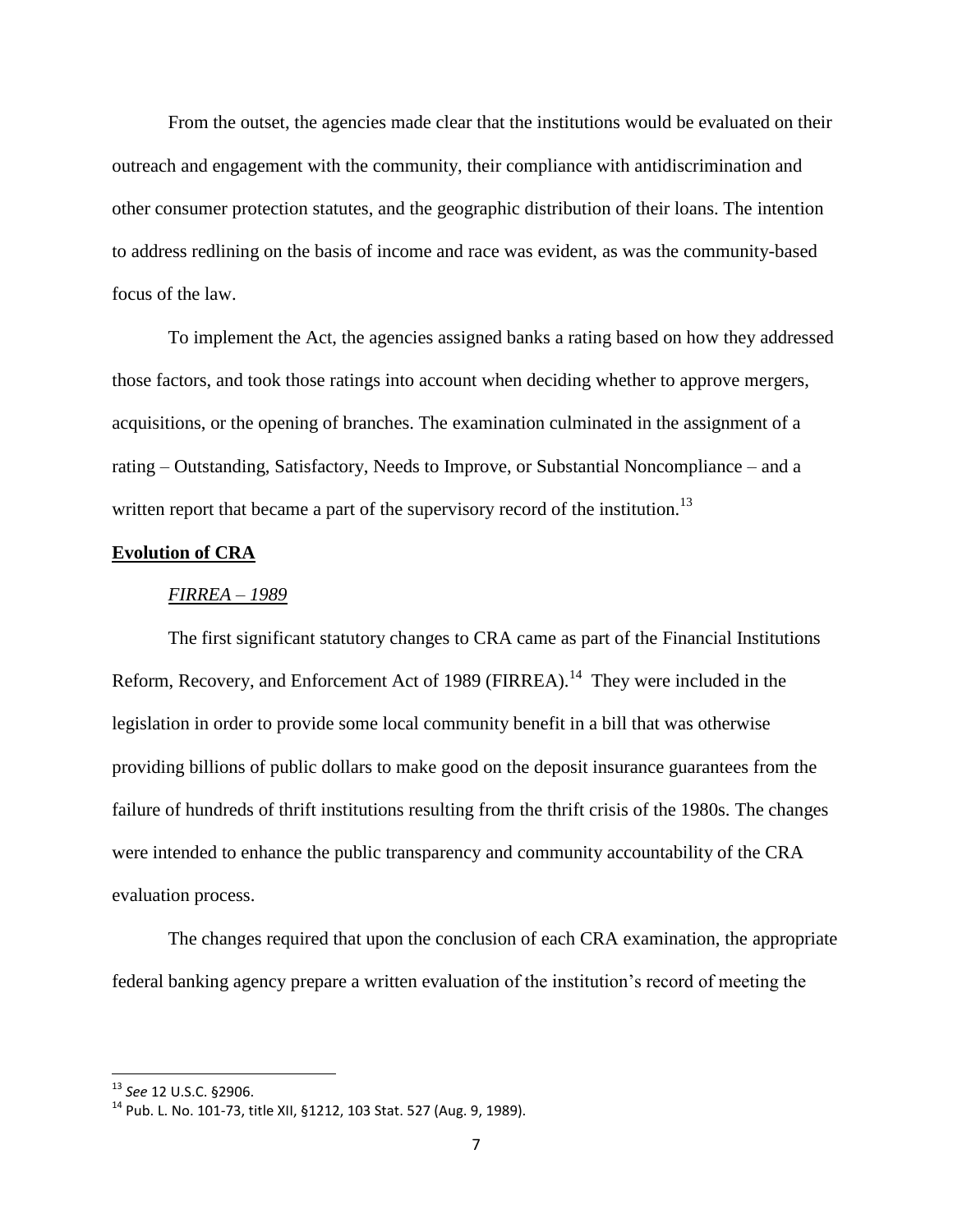From the outset, the agencies made clear that the institutions would be evaluated on their outreach and engagement with the community, their compliance with antidiscrimination and other consumer protection statutes, and the geographic distribution of their loans. The intention to address redlining on the basis of income and race was evident, as was the community-based focus of the law.

To implement the Act, the agencies assigned banks a rating based on how they addressed those factors, and took those ratings into account when deciding whether to approve mergers, acquisitions, or the opening of branches. The examination culminated in the assignment of a rating – Outstanding, Satisfactory, Needs to Improve, or Substantial Noncompliance – and a written report that became a part of the supervisory record of the institution.[13]

**Evolution of CRA**

*FIRREA – 1989*

The first significant statutory changes to CRA came as part of the Financial Institutions Reform, Recovery, and Enforcement Act of 1989 (FIRREA).[14] They were included in the legislation in order to provide some local community benefit in a bill that was otherwise providing billions of public dollars to make good on the deposit insurance guarantees from the failure of hundreds of thrift institutions resulting from the thrift crisis of the 1980s. The changes were intended to enhance the public transparency and community accountability of the CRA evaluation process.

The changes required that upon the conclusion of each CRA examination, the appropriate federal banking agency prepare a written evaluation of the institution's record of meeting the

---

[13] *See* 12 U.S.C. §2906.

[14] Pub. L. No. 101-73, title XII, §1212, 103 Stat. 527 (Aug. 9, 1989).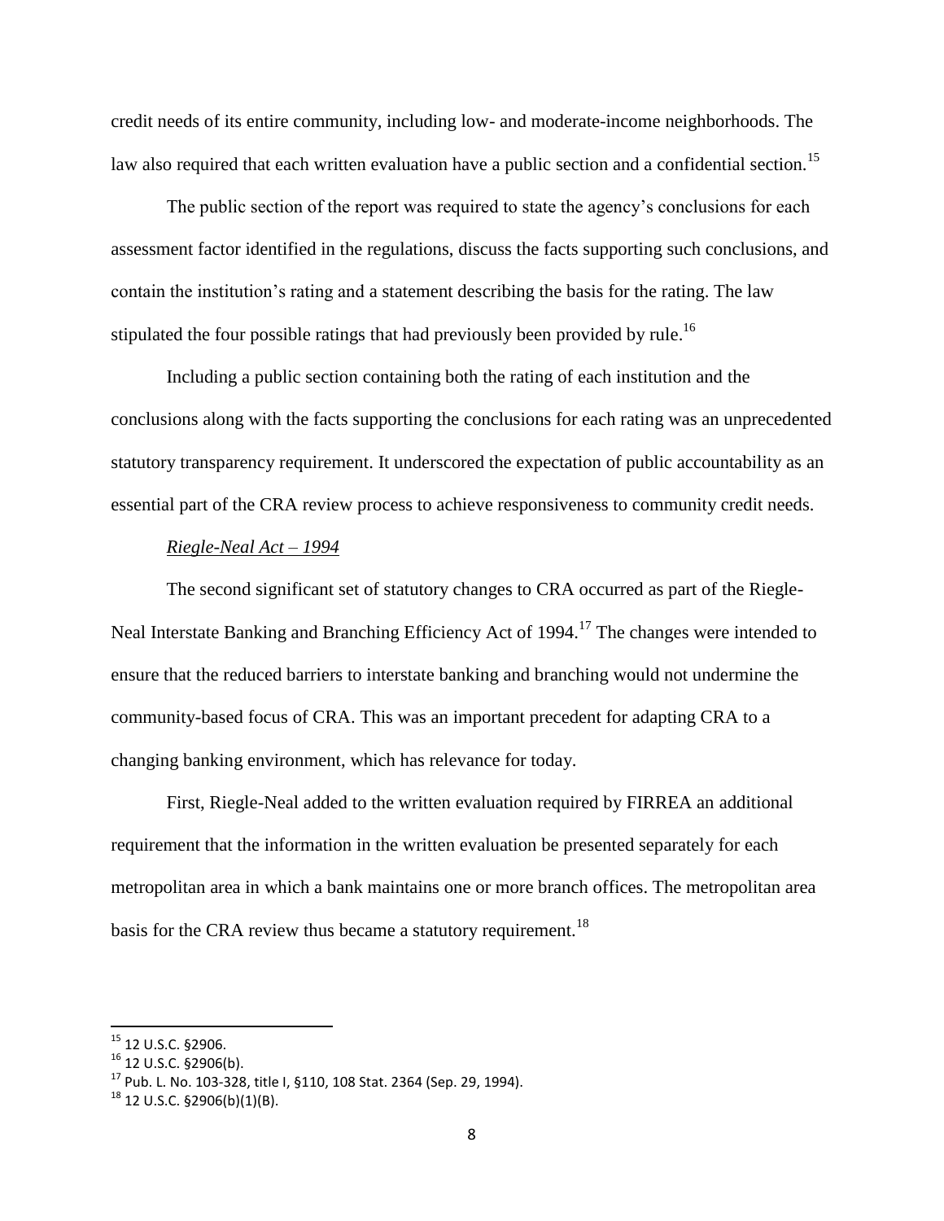credit needs of its entire community, including low- and moderate-income neighborhoods. The law also required that each written evaluation have a public section and a confidential section.[15]

The public section of the report was required to state the agency's conclusions for each assessment factor identified in the regulations, discuss the facts supporting such conclusions, and contain the institution's rating and a statement describing the basis for the rating. The law stipulated the four possible ratings that had previously been provided by rule.[16]

Including a public section containing both the rating of each institution and the conclusions along with the facts supporting the conclusions for each rating was an unprecedented statutory transparency requirement. It underscored the expectation of public accountability as an essential part of the CRA review process to achieve responsiveness to community credit needs.

*Riegle-Neal Act – 1994*

The second significant set of statutory changes to CRA occurred as part of the Riegle-Neal Interstate Banking and Branching Efficiency Act of 1994.[17] The changes were intended to ensure that the reduced barriers to interstate banking and branching would not undermine the community-based focus of CRA. This was an important precedent for adapting CRA to a changing banking environment, which has relevance for today.

First, Riegle-Neal added to the written evaluation required by FIRREA an additional requirement that the information in the written evaluation be presented separately for each metropolitan area in which a bank maintains one or more branch offices. The metropolitan area basis for the CRA review thus became a statutory requirement.[18]

---

[15] 12 U.S.C. §2906.

[16] 12 U.S.C. §2906(b).

[17] Pub. L. No. 103-328, title I, §110, 108 Stat. 2364 (Sep. 29, 1994).

[18] 12 U.S.C. §2906(b)(1)(B).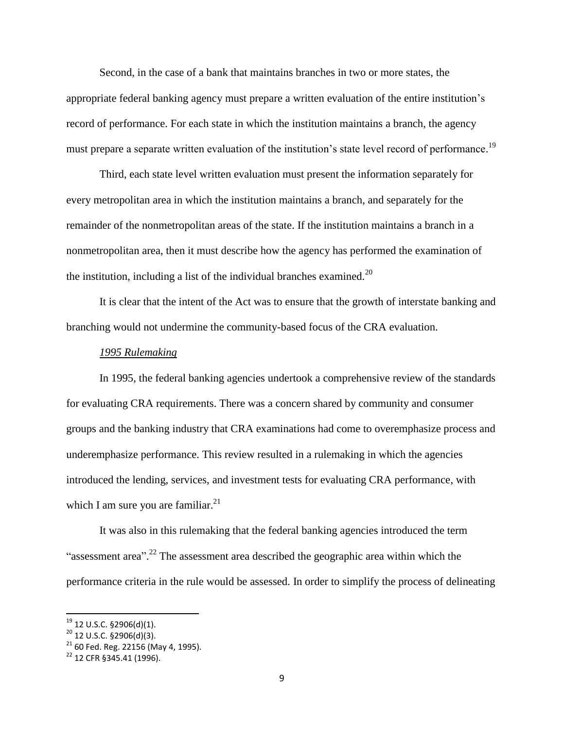Second, in the case of a bank that maintains branches in two or more states, the appropriate federal banking agency must prepare a written evaluation of the entire institution's record of performance. For each state in which the institution maintains a branch, the agency must prepare a separate written evaluation of the institution's state level record of performance.[19]

Third, each state level written evaluation must present the information separately for every metropolitan area in which the institution maintains a branch, and separately for the remainder of the nonmetropolitan areas of the state. If the institution maintains a branch in a nonmetropolitan area, then it must describe how the agency has performed the examination of the institution, including a list of the individual branches examined.[20]

It is clear that the intent of the Act was to ensure that the growth of interstate banking and branching would not undermine the community-based focus of the CRA evaluation.

*1995 Rulemaking*

In 1995, the federal banking agencies undertook a comprehensive review of the standards for evaluating CRA requirements. There was a concern shared by community and consumer groups and the banking industry that CRA examinations had come to overemphasize process and underemphasize performance. This review resulted in a rulemaking in which the agencies introduced the lending, services, and investment tests for evaluating CRA performance, with which I am sure you are familiar.[21]

It was also in this rulemaking that the federal banking agencies introduced the term "assessment area".[22] The assessment area described the geographic area within which the performance criteria in the rule would be assessed. In order to simplify the process of delineating

---

[19] 12 U.S.C. §2906(d)(1).

[20] 12 U.S.C. §2906(d)(3).

[21] 60 Fed. Reg. 22156 (May 4, 1995).

[22] 12 CFR §345.41 (1996).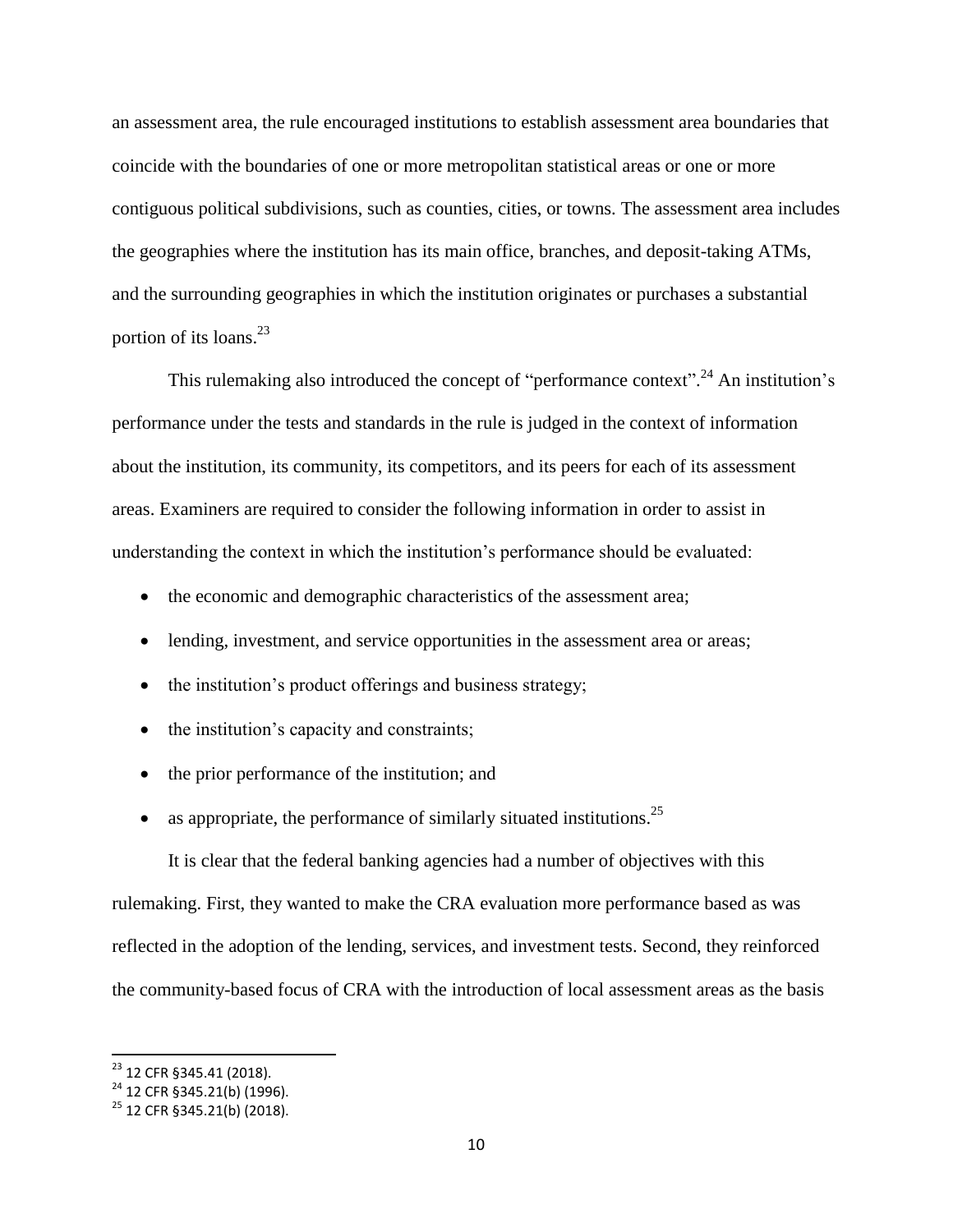an assessment area, the rule encouraged institutions to establish assessment area boundaries that coincide with the boundaries of one or more metropolitan statistical areas or one or more contiguous political subdivisions, such as counties, cities, or towns. The assessment area includes the geographies where the institution has its main office, branches, and deposit-taking ATMs, and the surrounding geographies in which the institution originates or purchases a substantial portion of its loans.[23]

This rulemaking also introduced the concept of "performance context".[24] An institution's performance under the tests and standards in the rule is judged in the context of information about the institution, its community, its competitors, and its peers for each of its assessment areas. Examiners are required to consider the following information in order to assist in understanding the context in which the institution's performance should be evaluated:

- the economic and demographic characteristics of the assessment area;
- lending, investment, and service opportunities in the assessment area or areas;
- the institution's product offerings and business strategy;
- the institution's capacity and constraints;
- the prior performance of the institution; and
- as appropriate, the performance of similarly situated institutions.[25]

It is clear that the federal banking agencies had a number of objectives with this rulemaking. First, they wanted to make the CRA evaluation more performance based as was reflected in the adoption of the lending, services, and investment tests. Second, they reinforced the community-based focus of CRA with the introduction of local assessment areas as the basis

---

[23] 12 CFR §345.41 (2018).

[24] 12 CFR §345.21(b) (1996).

[25] 12 CFR §345.21(b) (2018).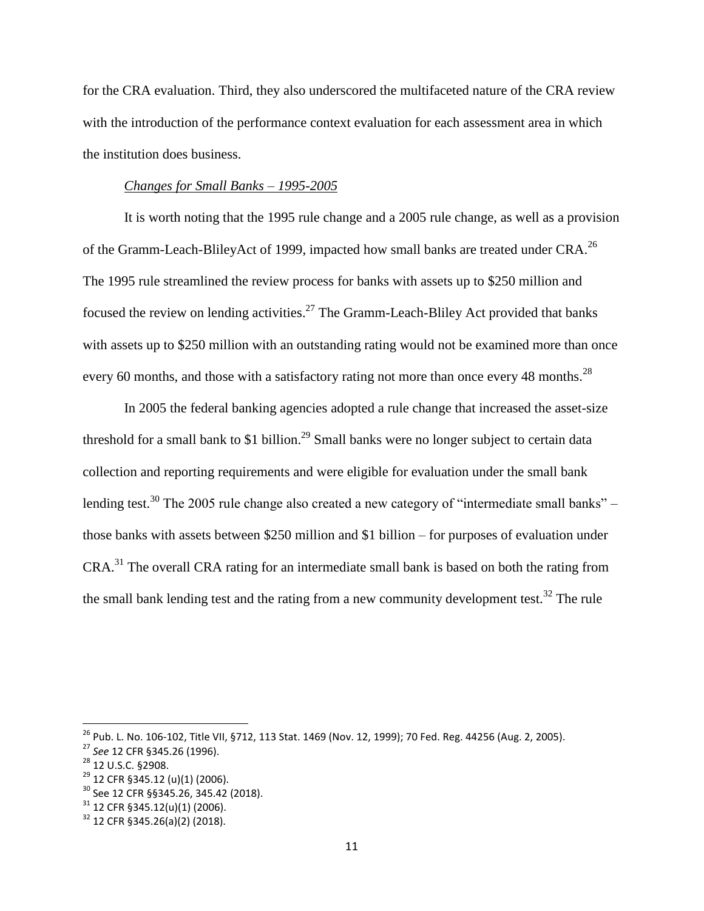for the CRA evaluation. Third, they also underscored the multifaceted nature of the CRA review with the introduction of the performance context evaluation for each assessment area in which the institution does business.

*Changes for Small Banks – 1995-2005*

It is worth noting that the 1995 rule change and a 2005 rule change, as well as a provision of the Gramm-Leach-BlileyAct of 1999, impacted how small banks are treated under CRA.[26] The 1995 rule streamlined the review process for banks with assets up to $250 million and focused the review on lending activities.[27] The Gramm-Leach-Bliley Act provided that banks with assets up to $250 million with an outstanding rating would not be examined more than once every 60 months, and those with a satisfactory rating not more than once every 48 months.[28]

In 2005 the federal banking agencies adopted a rule change that increased the asset-size threshold for a small bank to $1 billion.[29] Small banks were no longer subject to certain data collection and reporting requirements and were eligible for evaluation under the small bank lending test.[30] The 2005 rule change also created a new category of "intermediate small banks" – those banks with assets between $250 million and $1 billion – for purposes of evaluation under CRA.[31] The overall CRA rating for an intermediate small bank is based on both the rating from the small bank lending test and the rating from a new community development test.[32] The rule

---

[26] Pub. L. No. 106-102, Title VII, §712, 113 Stat. 1469 (Nov. 12, 1999); 70 Fed. Reg. 44256 (Aug. 2, 2005).

[27] *See* 12 CFR §345.26 (1996).

[28] 12 U.S.C. §2908.

[29] 12 CFR §345.12 (u)(1) (2006).

[30] See 12 CFR §§345.26, 345.42 (2018).

[31] 12 CFR §345.12(u)(1) (2006).

[32] 12 CFR §345.26(a)(2) (2018).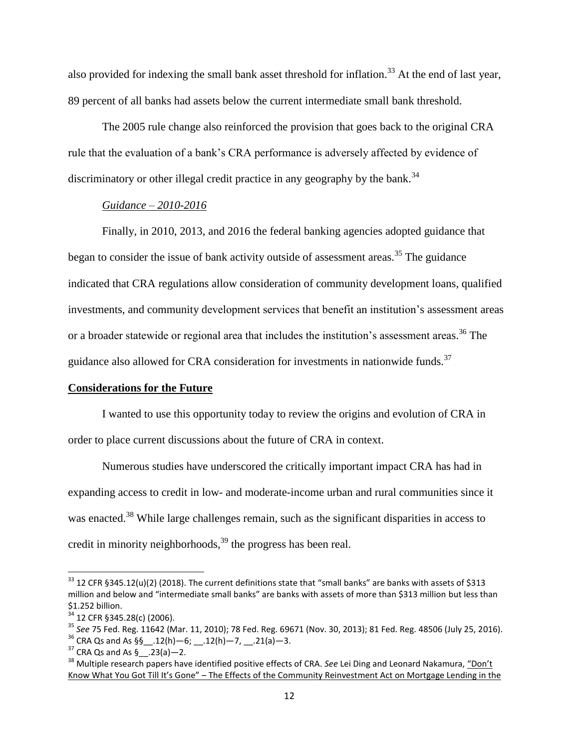also provided for indexing the small bank asset threshold for inflation.[33] At the end of last year, 89 percent of all banks had assets below the current intermediate small bank threshold.

The 2005 rule change also reinforced the provision that goes back to the original CRA rule that the evaluation of a bank's CRA performance is adversely affected by evidence of discriminatory or other illegal credit practice in any geography by the bank.[34]

*Guidance – 2010-2016*

Finally, in 2010, 2013, and 2016 the federal banking agencies adopted guidance that began to consider the issue of bank activity outside of assessment areas.[35] The guidance indicated that CRA regulations allow consideration of community development loans, qualified investments, and community development services that benefit an institution's assessment areas or a broader statewide or regional area that includes the institution's assessment areas.[36] The guidance also allowed for CRA consideration for investments in nationwide funds.[37]

**Considerations for the Future**

I wanted to use this opportunity today to review the origins and evolution of CRA in order to place current discussions about the future of CRA in context.

Numerous studies have underscored the critically important impact CRA has had in expanding access to credit in low- and moderate-income urban and rural communities since it was enacted.[38] While large challenges remain, such as the significant disparities in access to credit in minority neighborhoods,[39] the progress has been real.

---

[33] 12 CFR §345.12(u)(2) (2018). The current definitions state that "small banks" are banks with assets of $313 million and below and "intermediate small banks" are banks with assets of more than $313 million but less than $1.252 billion.

[34] 12 CFR §345.28(c) (2006).

[35] *See* 75 Fed. Reg. 11642 (Mar. 11, 2010); 78 Fed. Reg. 69671 (Nov. 30, 2013); 81 Fed. Reg. 48506 (July 25, 2016).

[36] CRA Qs and As §§__.12(h)—6; __.12(h)—7, __.21(a)—3.

[37] CRA Qs and As §__.23(a)—2.

[38] Multiple research papers have identified positive effects of CRA. *See* Lei Ding and Leonard Nakamura, "Don't Know What You Got Till It's Gone" – The Effects of the Community Reinvestment Act on Mortgage Lending in the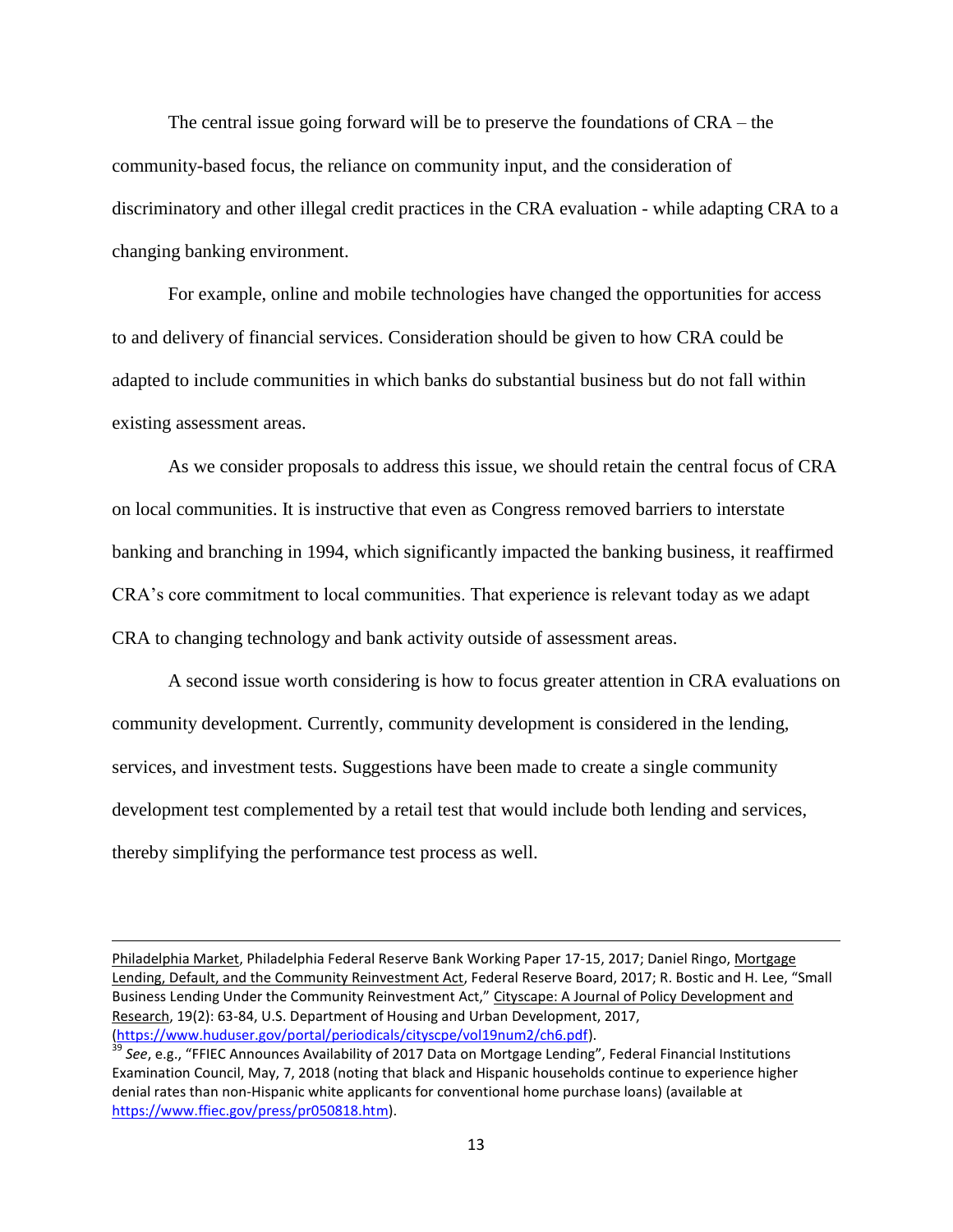The central issue going forward will be to preserve the foundations of CRA – the community-based focus, the reliance on community input, and the consideration of discriminatory and other illegal credit practices in the CRA evaluation - while adapting CRA to a changing banking environment.

For example, online and mobile technologies have changed the opportunities for access to and delivery of financial services. Consideration should be given to how CRA could be adapted to include communities in which banks do substantial business but do not fall within existing assessment areas.

As we consider proposals to address this issue, we should retain the central focus of CRA on local communities. It is instructive that even as Congress removed barriers to interstate banking and branching in 1994, which significantly impacted the banking business, it reaffirmed CRA's core commitment to local communities. That experience is relevant today as we adapt CRA to changing technology and bank activity outside of assessment areas.

A second issue worth considering is how to focus greater attention in CRA evaluations on community development. Currently, community development is considered in the lending, services, and investment tests. Suggestions have been made to create a single community development test complemented by a retail test that would include both lending and services, thereby simplifying the performance test process as well.

---

Philadelphia Market, Philadelphia Federal Reserve Bank Working Paper 17-15, 2017; Daniel Ringo, Mortgage Lending, Default, and the Community Reinvestment Act, Federal Reserve Board, 2017; R. Bostic and H. Lee, "Small Business Lending Under the Community Reinvestment Act," Cityscape: A Journal of Policy Development and Research, 19(2): 63-84, U.S. Department of Housing and Urban Development, 2017, (https://www.huduser.gov/portal/periodicals/cityscpe/vol19num2/ch6.pdf).

[39] *See*, e.g., "FFIEC Announces Availability of 2017 Data on Mortgage Lending", Federal Financial Institutions Examination Council, May, 7, 2018 (noting that black and Hispanic households continue to experience higher denial rates than non-Hispanic white applicants for conventional home purchase loans) (available at https://www.ffiec.gov/press/pr050818.htm).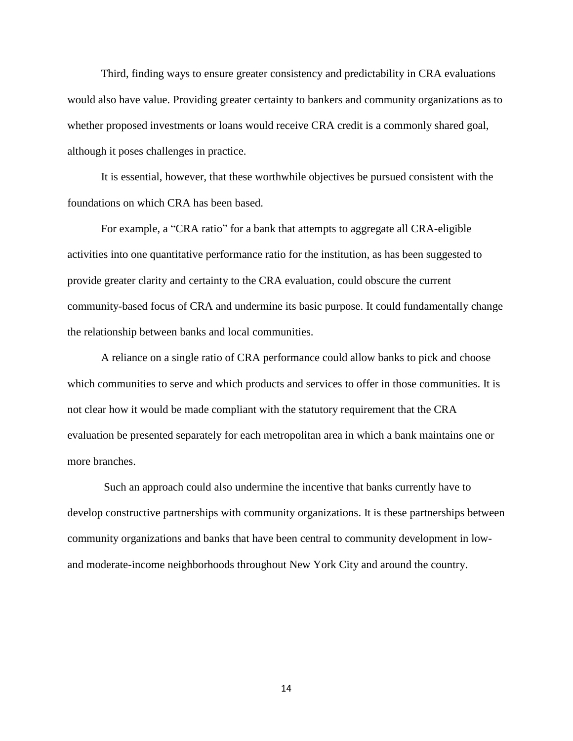Third, finding ways to ensure greater consistency and predictability in CRA evaluations would also have value. Providing greater certainty to bankers and community organizations as to whether proposed investments or loans would receive CRA credit is a commonly shared goal, although it poses challenges in practice.

It is essential, however, that these worthwhile objectives be pursued consistent with the foundations on which CRA has been based.

For example, a "CRA ratio" for a bank that attempts to aggregate all CRA-eligible activities into one quantitative performance ratio for the institution, as has been suggested to provide greater clarity and certainty to the CRA evaluation, could obscure the current community-based focus of CRA and undermine its basic purpose. It could fundamentally change the relationship between banks and local communities.

A reliance on a single ratio of CRA performance could allow banks to pick and choose which communities to serve and which products and services to offer in those communities. It is not clear how it would be made compliant with the statutory requirement that the CRA evaluation be presented separately for each metropolitan area in which a bank maintains one or more branches.

Such an approach could also undermine the incentive that banks currently have to develop constructive partnerships with community organizations. It is these partnerships between community organizations and banks that have been central to community development in low- and moderate-income neighborhoods throughout New York City and around the country.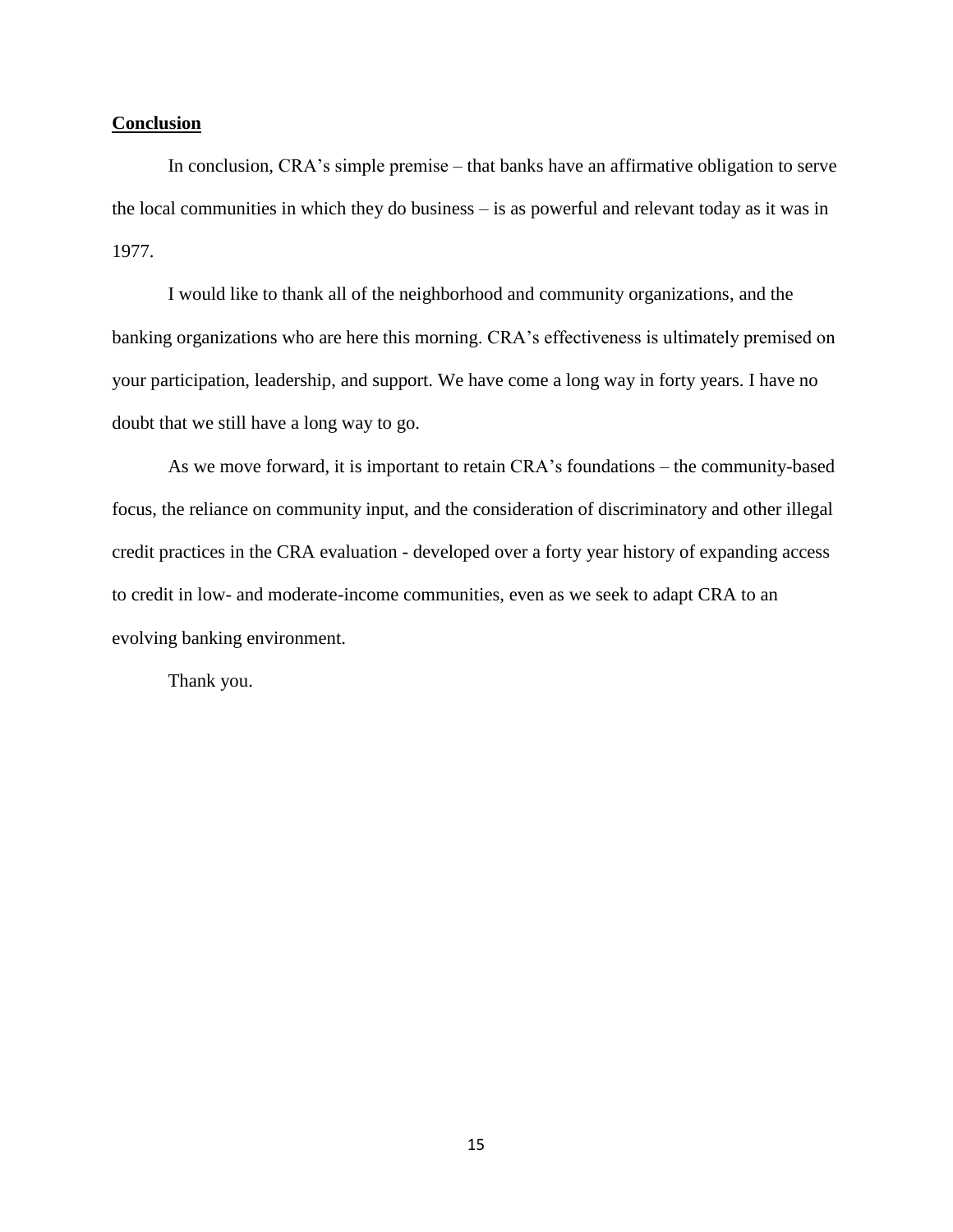## Conclusion

In conclusion, CRA's simple premise – that banks have an affirmative obligation to serve the local communities in which they do business – is as powerful and relevant today as it was in 1977.

I would like to thank all of the neighborhood and community organizations, and the banking organizations who are here this morning. CRA's effectiveness is ultimately premised on your participation, leadership, and support. We have come a long way in forty years. I have no doubt that we still have a long way to go.

As we move forward, it is important to retain CRA's foundations – the community-based focus, the reliance on community input, and the consideration of discriminatory and other illegal credit practices in the CRA evaluation - developed over a forty year history of expanding access to credit in low- and moderate-income communities, even as we seek to adapt CRA to an evolving banking environment.

Thank you.